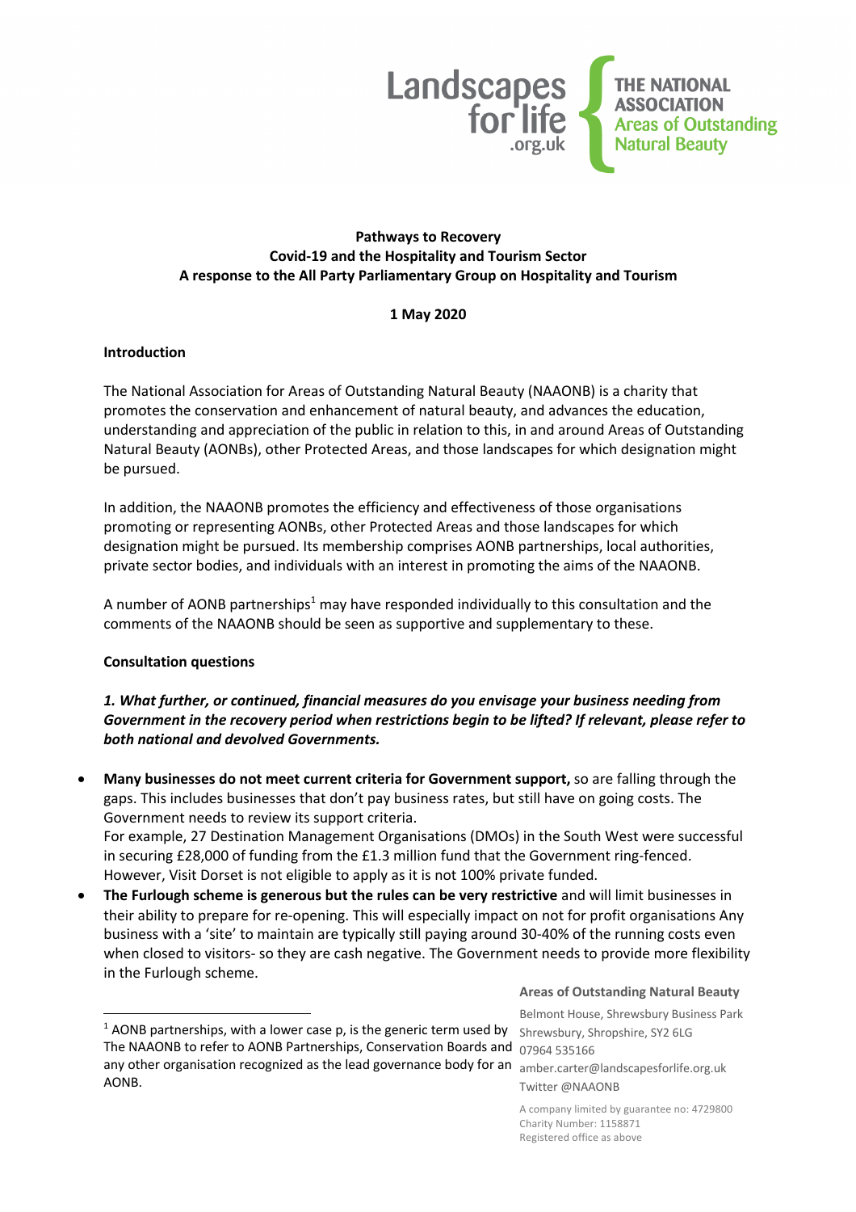Landscapes for life .org.uk

THE NATIONAL ASSOCIATION Areas of Outstanding Natural Beauty

**Pathways to Recovery**
**Covid-19 and the Hospitality and Tourism Sector**
**A response to the All Party Parliamentary Group on Hospitality and Tourism**

**1 May 2020**

## Introduction

The National Association for Areas of Outstanding Natural Beauty (NAAONB) is a charity that promotes the conservation and enhancement of natural beauty, and advances the education, understanding and appreciation of the public in relation to this, in and around Areas of Outstanding Natural Beauty (AONBs), other Protected Areas, and those landscapes for which designation might be pursued.

In addition, the NAAONB promotes the efficiency and effectiveness of those organisations promoting or representing AONBs, other Protected Areas and those landscapes for which designation might be pursued. Its membership comprises AONB partnerships, local authorities, private sector bodies, and individuals with an interest in promoting the aims of the NAAONB.

A number of AONB partnerships[1] may have responded individually to this consultation and the comments of the NAAONB should be seen as supportive and supplementary to these.

## Consultation questions

***1. What further, or continued, financial measures do you envisage your business needing from Government in the recovery period when restrictions begin to be lifted? If relevant, please refer to both national and devolved Governments.***

- **Many businesses do not meet current criteria for Government support,** so are falling through the gaps. This includes businesses that don't pay business rates, but still have on going costs. The Government needs to review its support criteria.
  For example, 27 Destination Management Organisations (DMOs) in the South West were successful in securing £28,000 of funding from the £1.3 million fund that the Government ring-fenced. However, Visit Dorset is not eligible to apply as it is not 100% private funded.
- **The Furlough scheme is generous but the rules can be very restrictive** and will limit businesses in their ability to prepare for re-opening. This will especially impact on not for profit organisations Any business with a 'site' to maintain are typically still paying around 30-40% of the running costs even when closed to visitors- so they are cash negative. The Government needs to provide more flexibility in the Furlough scheme.

[1] AONB partnerships, with a lower case p, is the generic term used by The NAAONB to refer to AONB Partnerships, Conservation Boards and any other organisation recognized as the lead governance body for an AONB.

**Areas of Outstanding Natural Beauty**
Belmont House, Shrewsbury Business Park
Shrewsbury, Shropshire, SY2 6LG
07964 535166
amber.carter@landscapesforlife.org.uk
Twitter @NAAONB

A company limited by guarantee no: 4729800
Charity Number: 1158871
Registered office as above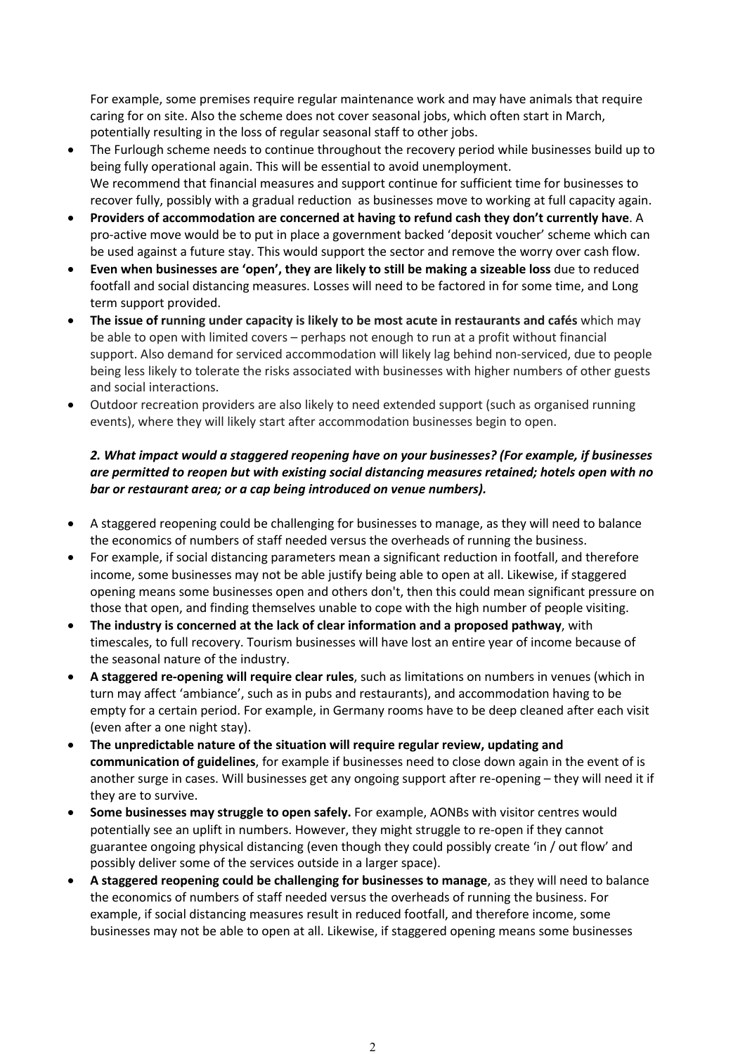For example, some premises require regular maintenance work and may have animals that require caring for on site. Also the scheme does not cover seasonal jobs, which often start in March, potentially resulting in the loss of regular seasonal staff to other jobs.

- The Furlough scheme needs to continue throughout the recovery period while businesses build up to being fully operational again. This will be essential to avoid unemployment.
  We recommend that financial measures and support continue for sufficient time for businesses to recover fully, possibly with a gradual reduction as businesses move to working at full capacity again.
- **Providers of accommodation are concerned at having to refund cash they don't currently have**. A pro-active move would be to put in place a government backed 'deposit voucher' scheme which can be used against a future stay. This would support the sector and remove the worry over cash flow.
- **Even when businesses are 'open', they are likely to still be making a sizeable loss** due to reduced footfall and social distancing measures. Losses will need to be factored in for some time, and Long term support provided.
- **The issue of running under capacity is likely to be most acute in restaurants and cafés** which may be able to open with limited covers – perhaps not enough to run at a profit without financial support. Also demand for serviced accommodation will likely lag behind non-serviced, due to people being less likely to tolerate the risks associated with businesses with higher numbers of other guests and social interactions.
- Outdoor recreation providers are also likely to need extended support (such as organised running events), where they will likely start after accommodation businesses begin to open.

***2. What impact would a staggered reopening have on your businesses? (For example, if businesses are permitted to reopen but with existing social distancing measures retained; hotels open with no bar or restaurant area; or a cap being introduced on venue numbers).***

- A staggered reopening could be challenging for businesses to manage, as they will need to balance the economics of numbers of staff needed versus the overheads of running the business.
- For example, if social distancing parameters mean a significant reduction in footfall, and therefore income, some businesses may not be able justify being able to open at all. Likewise, if staggered opening means some businesses open and others don't, then this could mean significant pressure on those that open, and finding themselves unable to cope with the high number of people visiting.
- **The industry is concerned at the lack of clear information and a proposed pathway**, with timescales, to full recovery. Tourism businesses will have lost an entire year of income because of the seasonal nature of the industry.
- **A staggered re-opening will require clear rules**, such as limitations on numbers in venues (which in turn may affect 'ambiance', such as in pubs and restaurants), and accommodation having to be empty for a certain period. For example, in Germany rooms have to be deep cleaned after each visit (even after a one night stay).
- **The unpredictable nature of the situation will require regular review, updating and communication of guidelines**, for example if businesses need to close down again in the event of is another surge in cases. Will businesses get any ongoing support after re-opening – they will need it if they are to survive.
- **Some businesses may struggle to open safely.** For example, AONBs with visitor centres would potentially see an uplift in numbers. However, they might struggle to re-open if they cannot guarantee ongoing physical distancing (even though they could possibly create 'in / out flow' and possibly deliver some of the services outside in a larger space).
- **A staggered reopening could be challenging for businesses to manage**, as they will need to balance the economics of numbers of staff needed versus the overheads of running the business. For example, if social distancing measures result in reduced footfall, and therefore income, some businesses may not be able to open at all. Likewise, if staggered opening means some businesses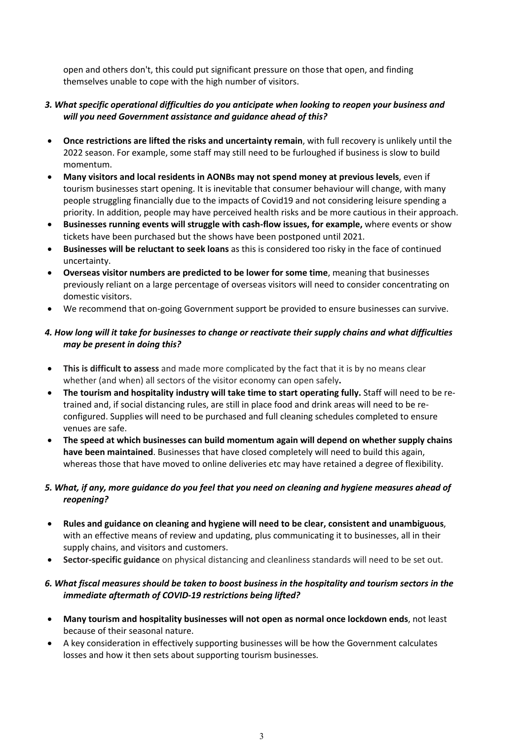open and others don't, this could put significant pressure on those that open, and finding themselves unable to cope with the high number of visitors.

### *3. What specific operational difficulties do you anticipate when looking to reopen your business and will you need Government assistance and guidance ahead of this?*

- **Once restrictions are lifted the risks and uncertainty remain**, with full recovery is unlikely until the 2022 season. For example, some staff may still need to be furloughed if business is slow to build momentum.
- **Many visitors and local residents in AONBs may not spend money at previous levels**, even if tourism businesses start opening. It is inevitable that consumer behaviour will change, with many people struggling financially due to the impacts of Covid19 and not considering leisure spending a priority. In addition, people may have perceived health risks and be more cautious in their approach.
- **Businesses running events will struggle with cash-flow issues, for example,** where events or show tickets have been purchased but the shows have been postponed until 2021.
- **Businesses will be reluctant to seek loans** as this is considered too risky in the face of continued uncertainty.
- **Overseas visitor numbers are predicted to be lower for some time**, meaning that businesses previously reliant on a large percentage of overseas visitors will need to consider concentrating on domestic visitors.
- We recommend that on-going Government support be provided to ensure businesses can survive.

### *4. How long will it take for businesses to change or reactivate their supply chains and what difficulties may be present in doing this?*

- **This is difficult to assess** and made more complicated by the fact that it is by no means clear whether (and when) all sectors of the visitor economy can open safely**.**
- **The tourism and hospitality industry will take time to start operating fully.** Staff will need to be re-trained and, if social distancing rules, are still in place food and drink areas will need to be re-configured. Supplies will need to be purchased and full cleaning schedules completed to ensure venues are safe.
- **The speed at which businesses can build momentum again will depend on whether supply chains have been maintained**. Businesses that have closed completely will need to build this again, whereas those that have moved to online deliveries etc may have retained a degree of flexibility.

### *5. What, if any, more guidance do you feel that you need on cleaning and hygiene measures ahead of reopening?*

- **Rules and guidance on cleaning and hygiene will need to be clear, consistent and unambiguous**, with an effective means of review and updating, plus communicating it to businesses, all in their supply chains, and visitors and customers.
- **Sector-specific guidance** on physical distancing and cleanliness standards will need to be set out.

### *6. What fiscal measures should be taken to boost business in the hospitality and tourism sectors in the immediate aftermath of COVID-19 restrictions being lifted?*

- **Many tourism and hospitality businesses will not open as normal once lockdown ends**, not least because of their seasonal nature.
- A key consideration in effectively supporting businesses will be how the Government calculates losses and how it then sets about supporting tourism businesses.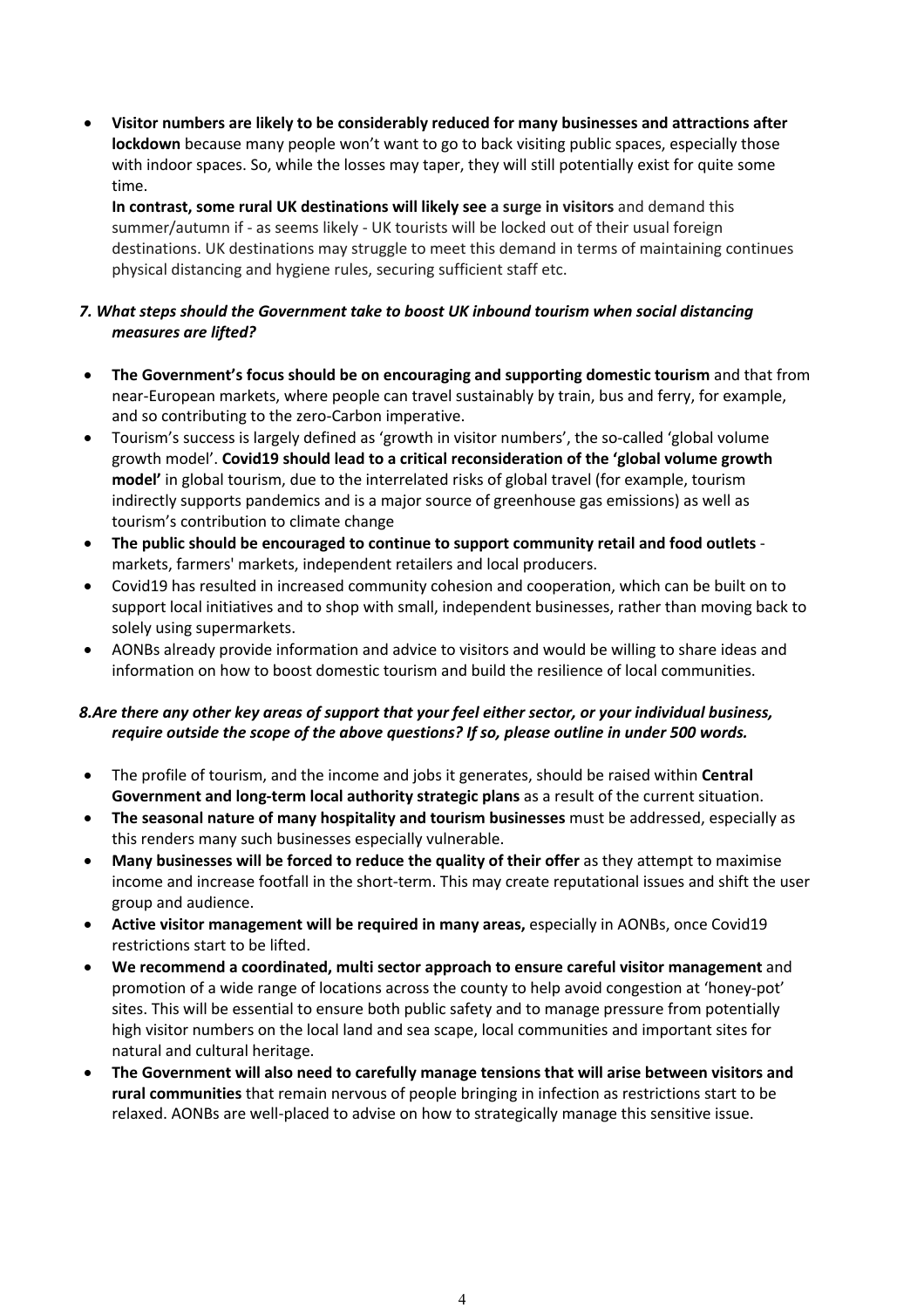- **Visitor numbers are likely to be considerably reduced for many businesses and attractions after lockdown** because many people won't want to go to back visiting public spaces, especially those with indoor spaces. So, while the losses may taper, they will still potentially exist for quite some time.

  **In contrast, some rural UK destinations will likely see a surge in visitors** and demand this summer/autumn if - as seems likely - UK tourists will be locked out of their usual foreign destinations. UK destinations may struggle to meet this demand in terms of maintaining continues physical distancing and hygiene rules, securing sufficient staff etc.

### *7. What steps should the Government take to boost UK inbound tourism when social distancing measures are lifted?*

- **The Government's focus should be on encouraging and supporting domestic tourism** and that from near-European markets, where people can travel sustainably by train, bus and ferry, for example, and so contributing to the zero-Carbon imperative.
- Tourism's success is largely defined as 'growth in visitor numbers', the so-called 'global volume growth model'. **Covid19 should lead to a critical reconsideration of the 'global volume growth model'** in global tourism, due to the interrelated risks of global travel (for example, tourism indirectly supports pandemics and is a major source of greenhouse gas emissions) as well as tourism's contribution to climate change
- **The public should be encouraged to continue to support community retail and food outlets** - markets, farmers' markets, independent retailers and local producers.
- Covid19 has resulted in increased community cohesion and cooperation, which can be built on to support local initiatives and to shop with small, independent businesses, rather than moving back to solely using supermarkets.
- AONBs already provide information and advice to visitors and would be willing to share ideas and information on how to boost domestic tourism and build the resilience of local communities.

### *8.Are there any other key areas of support that your feel either sector, or your individual business, require outside the scope of the above questions? If so, please outline in under 500 words.*

- The profile of tourism, and the income and jobs it generates, should be raised within **Central Government and long-term local authority strategic plans** as a result of the current situation.
- **The seasonal nature of many hospitality and tourism businesses** must be addressed, especially as this renders many such businesses especially vulnerable.
- **Many businesses will be forced to reduce the quality of their offer** as they attempt to maximise income and increase footfall in the short-term. This may create reputational issues and shift the user group and audience.
- **Active visitor management will be required in many areas,** especially in AONBs, once Covid19 restrictions start to be lifted.
- **We recommend a coordinated, multi sector approach to ensure careful visitor management** and promotion of a wide range of locations across the county to help avoid congestion at 'honey-pot' sites. This will be essential to ensure both public safety and to manage pressure from potentially high visitor numbers on the local land and sea scape, local communities and important sites for natural and cultural heritage.
- **The Government will also need to carefully manage tensions that will arise between visitors and rural communities** that remain nervous of people bringing in infection as restrictions start to be relaxed. AONBs are well-placed to advise on how to strategically manage this sensitive issue.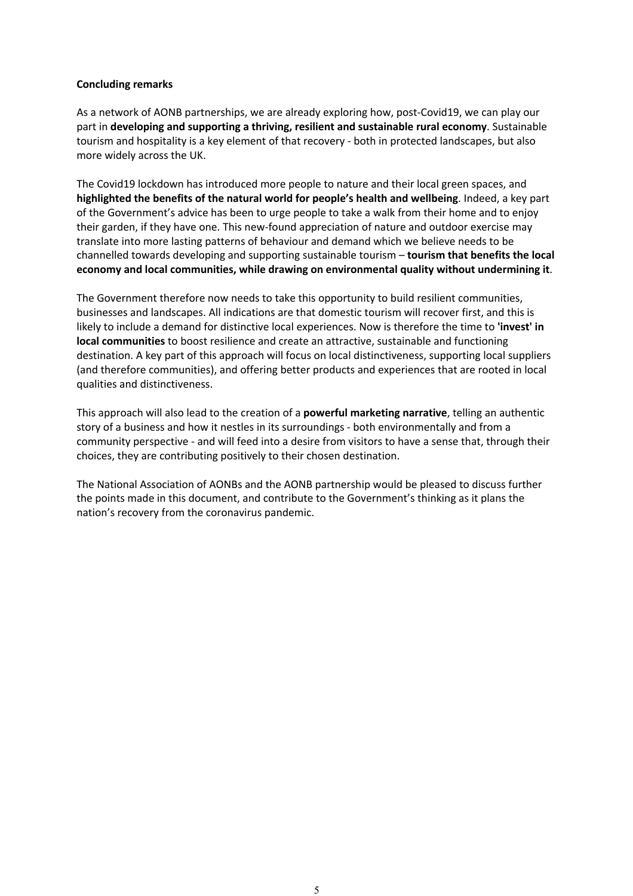**Concluding remarks**

As a network of AONB partnerships, we are already exploring how, post-Covid19, we can play our part in **developing and supporting a thriving, resilient and sustainable rural economy**. Sustainable tourism and hospitality is a key element of that recovery - both in protected landscapes, but also more widely across the UK.

The Covid19 lockdown has introduced more people to nature and their local green spaces, and **highlighted the benefits of the natural world for people's health and wellbeing**. Indeed, a key part of the Government's advice has been to urge people to take a walk from their home and to enjoy their garden, if they have one. This new-found appreciation of nature and outdoor exercise may translate into more lasting patterns of behaviour and demand which we believe needs to be channelled towards developing and supporting sustainable tourism – **tourism that benefits the local economy and local communities, while drawing on environmental quality without undermining it**.

The Government therefore now needs to take this opportunity to build resilient communities, businesses and landscapes. All indications are that domestic tourism will recover first, and this is likely to include a demand for distinctive local experiences. Now is therefore the time to **'invest' in local communities** to boost resilience and create an attractive, sustainable and functioning destination. A key part of this approach will focus on local distinctiveness, supporting local suppliers (and therefore communities), and offering better products and experiences that are rooted in local qualities and distinctiveness.

This approach will also lead to the creation of a **powerful marketing narrative**, telling an authentic story of a business and how it nestles in its surroundings - both environmentally and from a community perspective - and will feed into a desire from visitors to have a sense that, through their choices, they are contributing positively to their chosen destination.

The National Association of AONBs and the AONB partnership would be pleased to discuss further the points made in this document, and contribute to the Government's thinking as it plans the nation's recovery from the coronavirus pandemic.